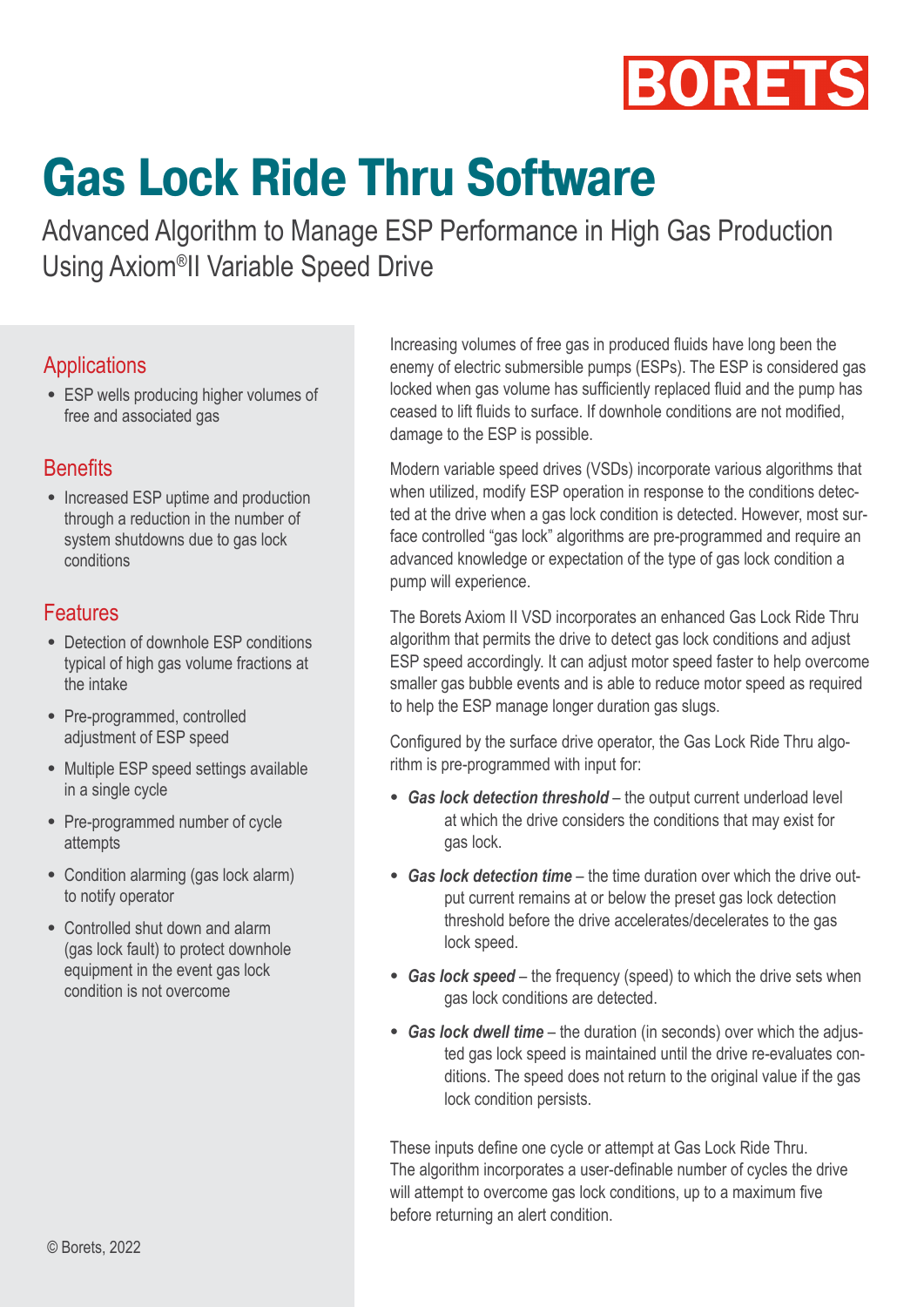BORETS

# Gas Lock Ride Thru Software

Advanced Algorithm to Manage ESP Performance in High Gas Production Using Axiom®II Variable Speed Drive

## Applications

- ESP wells producing higher volumes of free and associated gas

## Benefits

- Increased ESP uptime and production through a reduction in the number of system shutdowns due to gas lock conditions

## Features

- Detection of downhole ESP conditions typical of high gas volume fractions at the intake
- Pre-programmed, controlled adjustment of ESP speed
- Multiple ESP speed settings available in a single cycle
- Pre-programmed number of cycle attempts
- Condition alarming (gas lock alarm) to notify operator
- Controlled shut down and alarm (gas lock fault) to protect downhole equipment in the event gas lock condition is not overcome

© Borets, 2022

Increasing volumes of free gas in produced fluids have long been the enemy of electric submersible pumps (ESPs). The ESP is considered gas locked when gas volume has sufficiently replaced fluid and the pump has ceased to lift fluids to surface. If downhole conditions are not modified, damage to the ESP is possible.

Modern variable speed drives (VSDs) incorporate various algorithms that when utilized, modify ESP operation in response to the conditions detected at the drive when a gas lock condition is detected. However, most surface controlled "gas lock" algorithms are pre-programmed and require an advanced knowledge or expectation of the type of gas lock condition a pump will experience.

The Borets Axiom II VSD incorporates an enhanced Gas Lock Ride Thru algorithm that permits the drive to detect gas lock conditions and adjust ESP speed accordingly. It can adjust motor speed faster to help overcome smaller gas bubble events and is able to reduce motor speed as required to help the ESP manage longer duration gas slugs.

Configured by the surface drive operator, the Gas Lock Ride Thru algorithm is pre-programmed with input for:

- ***Gas lock detection threshold*** – the output current underload level at which the drive considers the conditions that may exist for gas lock.
- ***Gas lock detection time*** – the time duration over which the drive output current remains at or below the preset gas lock detection threshold before the drive accelerates/decelerates to the gas lock speed.
- ***Gas lock speed*** – the frequency (speed) to which the drive sets when gas lock conditions are detected.
- ***Gas lock dwell time*** – the duration (in seconds) over which the adjusted gas lock speed is maintained until the drive re-evaluates conditions. The speed does not return to the original value if the gas lock condition persists.

These inputs define one cycle or attempt at Gas Lock Ride Thru. The algorithm incorporates a user-definable number of cycles the drive will attempt to overcome gas lock conditions, up to a maximum five before returning an alert condition.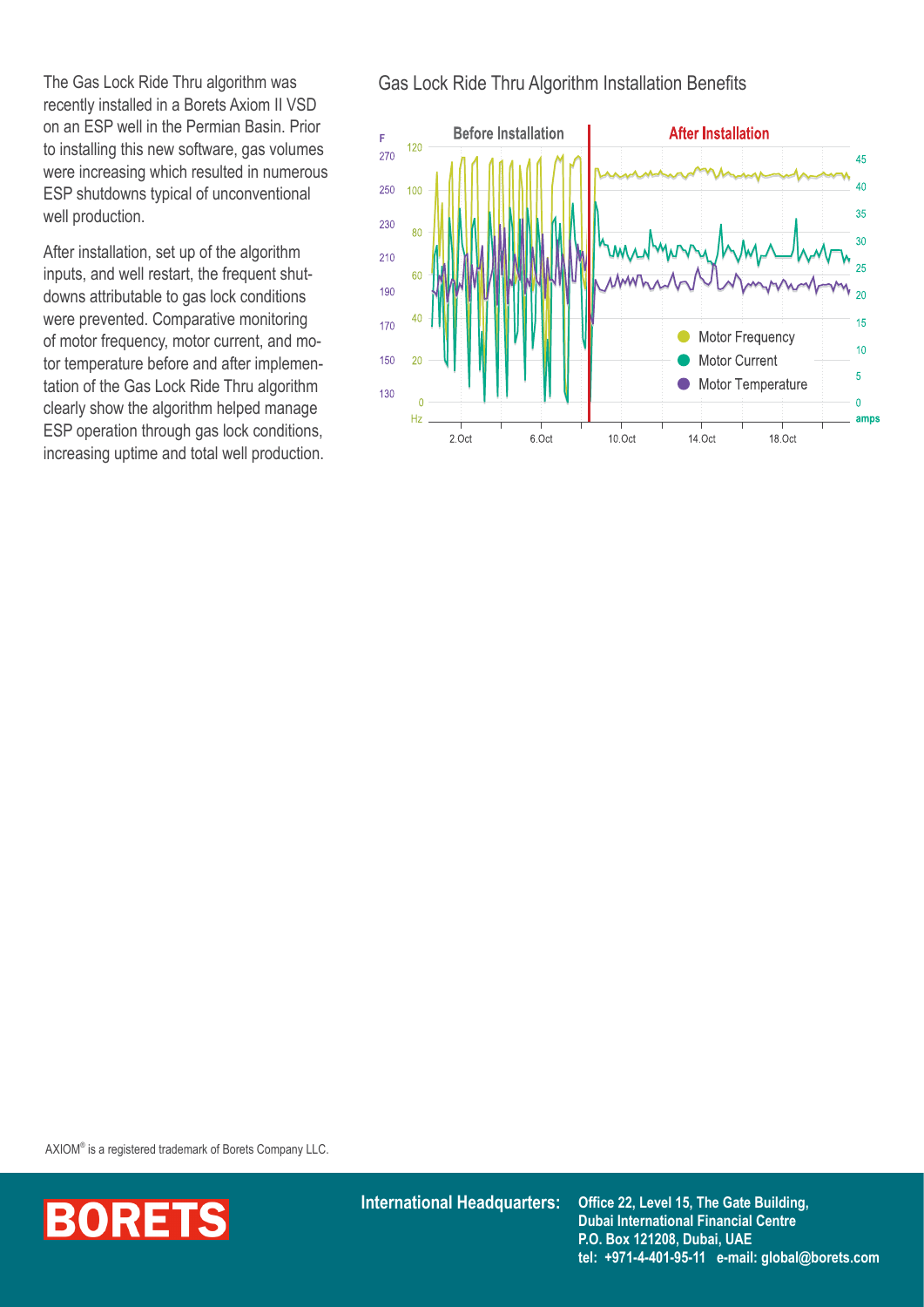The Gas Lock Ride Thru algorithm was recently installed in a Borets Axiom II VSD on an ESP well in the Permian Basin. Prior to installing this new software, gas volumes were increasing which resulted in numerous ESP shutdowns typical of unconventional well production.

After installation, set up of the algorithm inputs, and well restart, the frequent shutdowns attributable to gas lock conditions were prevented. Comparative monitoring of motor frequency, motor current, and motor temperature before and after implementation of the Gas Lock Ride Thru algorithm clearly show the algorithm helped manage ESP operation through gas lock conditions, increasing uptime and total well production.

## Gas Lock Ride Thru Algorithm Installation Benefits

Before Installation
After Installation

F
270
250
230
210
190
170
150
130

120
100
80
60
40
20
0
Hz

45
40
35
30
25
20
15
10
5
0
amps

2.Oct
6.Oct
10.Oct
14.Oct
18.Oct

Motor Frequency
Motor Current
Motor Temperature

AXIOM® is a registered trademark of Borets Company LLC.

BORETS

**International Headquarters:** **Office 22, Level 15, The Gate Building, Dubai International Financial Centre P.O. Box 121208, Dubai, UAE tel: +971-4-401-95-11 e-mail: global@borets.com**